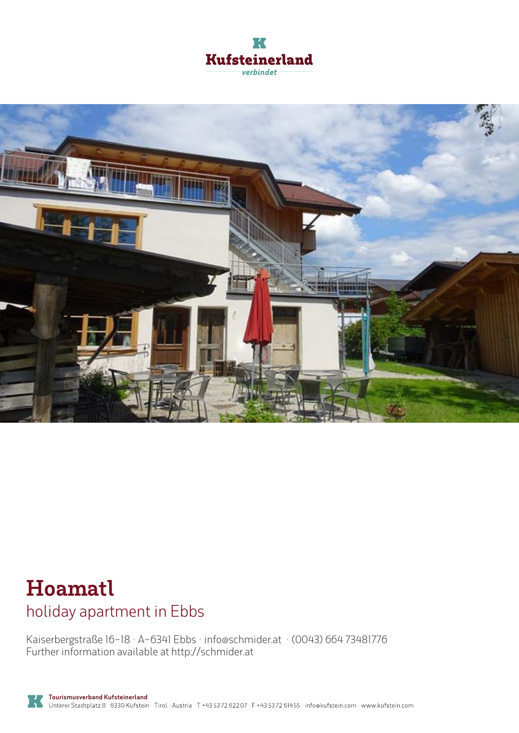# Hoamatl

## holiday apartment in Ebbs

Kaiserbergstraße 16-18 · A-6341 Ebbs · info@schmider.at · (0043) 664 73481776
Further information available at http://schmider.at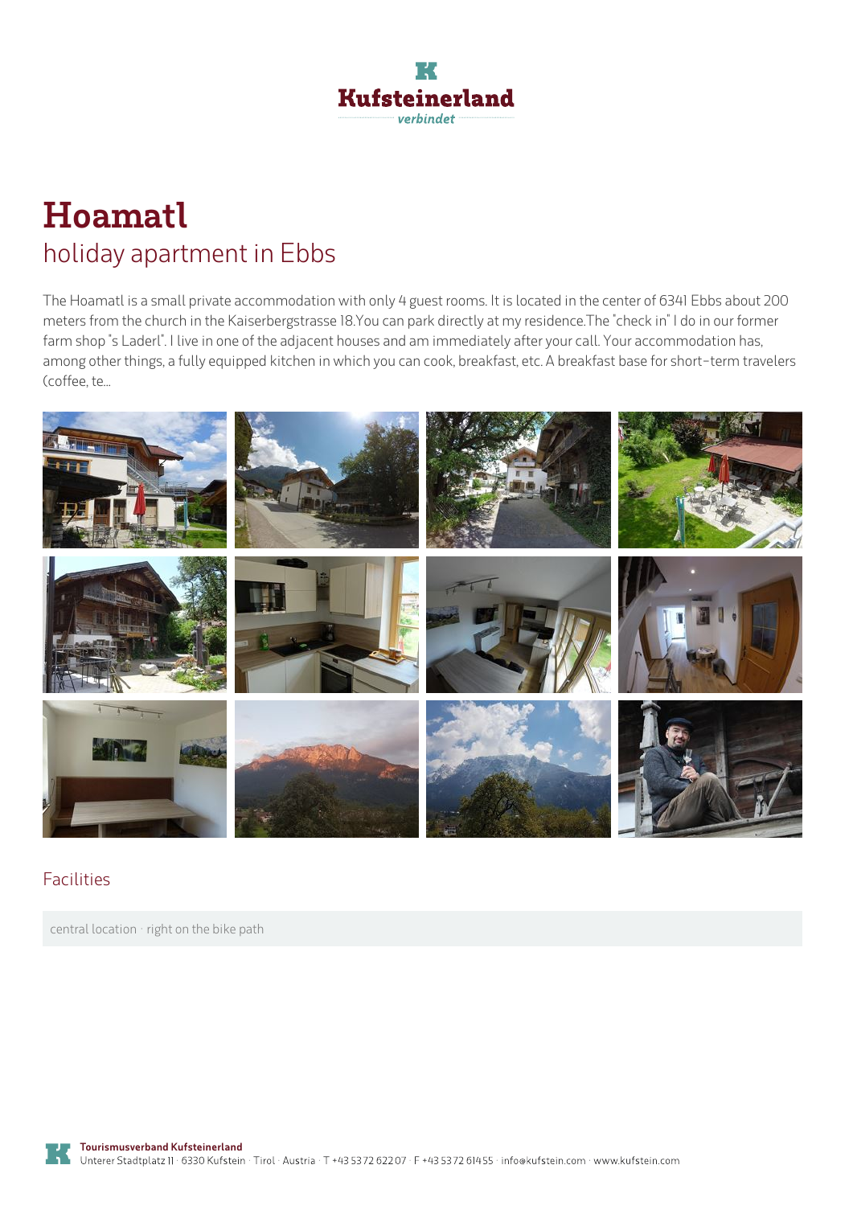# Hoamatl

## holiday apartment in Ebbs

The Hoamatl is a small private accommodation with only 4 guest rooms. It is located in the center of 6341 Ebbs about 200 meters from the church in the Kaiserbergstrasse 18.You can park directly at my residence.The "check in" I do in our former farm shop "s Laderl". I live in one of the adjacent houses and am immediately after your call. Your accommodation has, among other things, a fully equipped kitchen in which you can cook, breakfast, etc. A breakfast base for short-term travelers (coffee, te...

### Facilities

central location · right on the bike path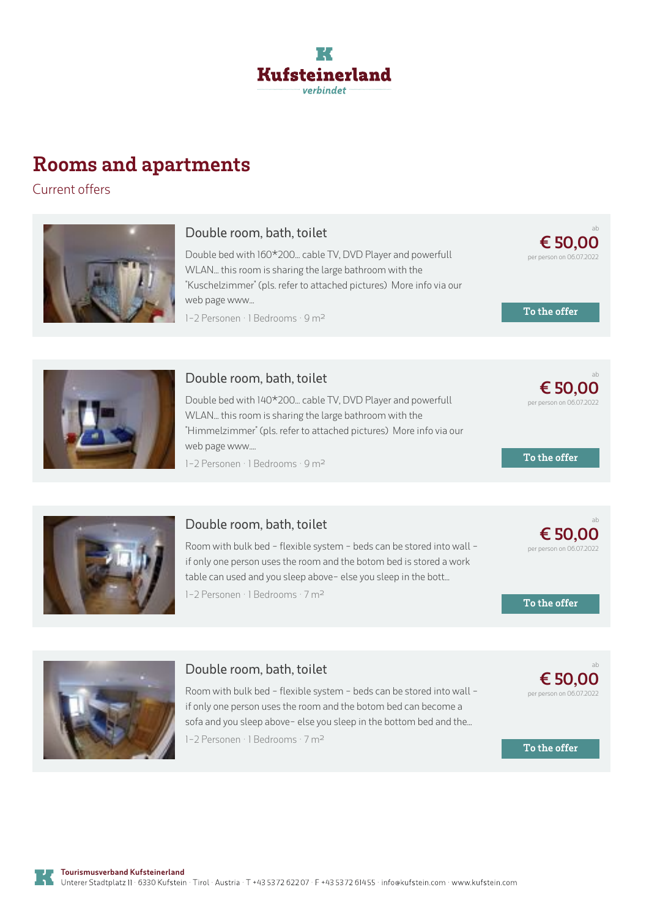Kufsteinerland
verbindet

# Rooms and apartments

Current offers

### Double room, bath, toilet

Double bed with 160*200... cable TV, DVD Player and powerfull WLAN... this room is sharing the large bathroom with the "Kuschelzimmer" (pls. refer to attached pictures) More info via our web page www...

1-2 Personen · 1 Bedrooms · 9 m²

ab
**€ 50,00**
per person on 06.07.2022

To the offer

### Double room, bath, toilet

Double bed with 140*200... cable TV, DVD Player and powerfull WLAN... this room is sharing the large bathroom with the "Himmelzimmer" (pls. refer to attached pictures) More info via our web page www....

1-2 Personen · 1 Bedrooms · 9 m²

ab
**€ 50,00**
per person on 06.07.2022

To the offer

### Double room, bath, toilet

Room with bulk bed - flexible system - beds can be stored into wall - if only one person uses the room and the botom bed is stored a work table can used and you sleep above- else you sleep in the bott...

1-2 Personen · 1 Bedrooms · 7 m²

ab
**€ 50,00**
per person on 06.07.2022

To the offer

### Double room, bath, toilet

Room with bulk bed - flexible system - beds can be stored into wall - if only one person uses the room and the botom bed can become a sofa and you sleep above- else you sleep in the bottom bed and the...

1-2 Personen · 1 Bedrooms · 7 m²

ab
**€ 50,00**
per person on 06.07.2022

To the offer

**Tourismusverband Kufsteinerland**
Unterer Stadtplatz 11 · 6330 Kufstein · Tirol · Austria · T +43 5372 62207 · F +43 5372 61455 · info@kufstein.com · www.kufstein.com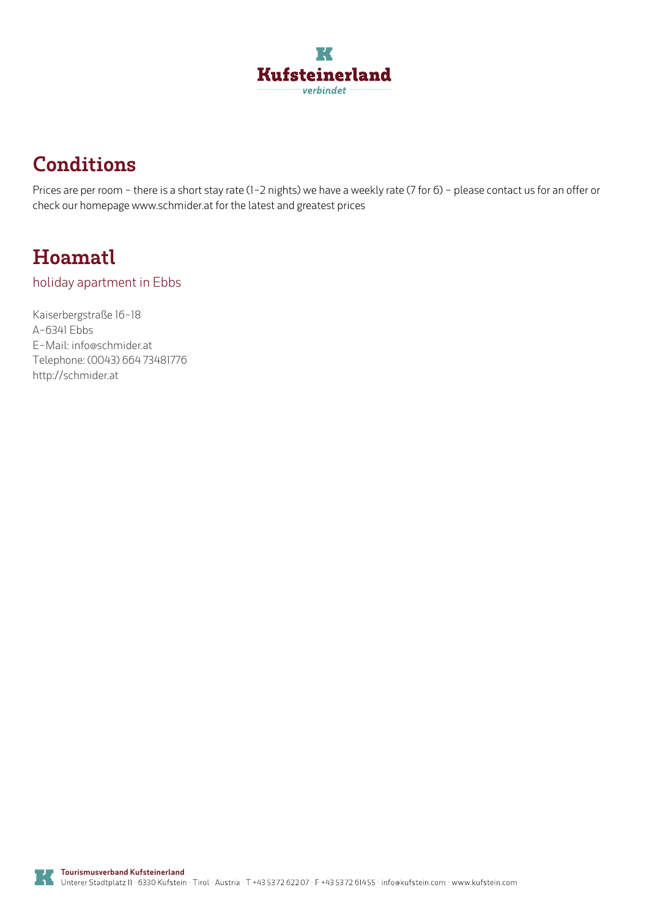## Conditions

Prices are per room - there is a short stay rate (1-2 nights) we have a weekly rate (7 for 6) - please contact us for an offer or check our homepage www.schmider.at for the latest and greatest prices

## Hoamatl

holiday apartment in Ebbs

Kaiserbergstraße 16-18
A-6341 Ebbs
E-Mail: info@schmider.at
Telephone: (0043) 664 73481776
http://schmider.at